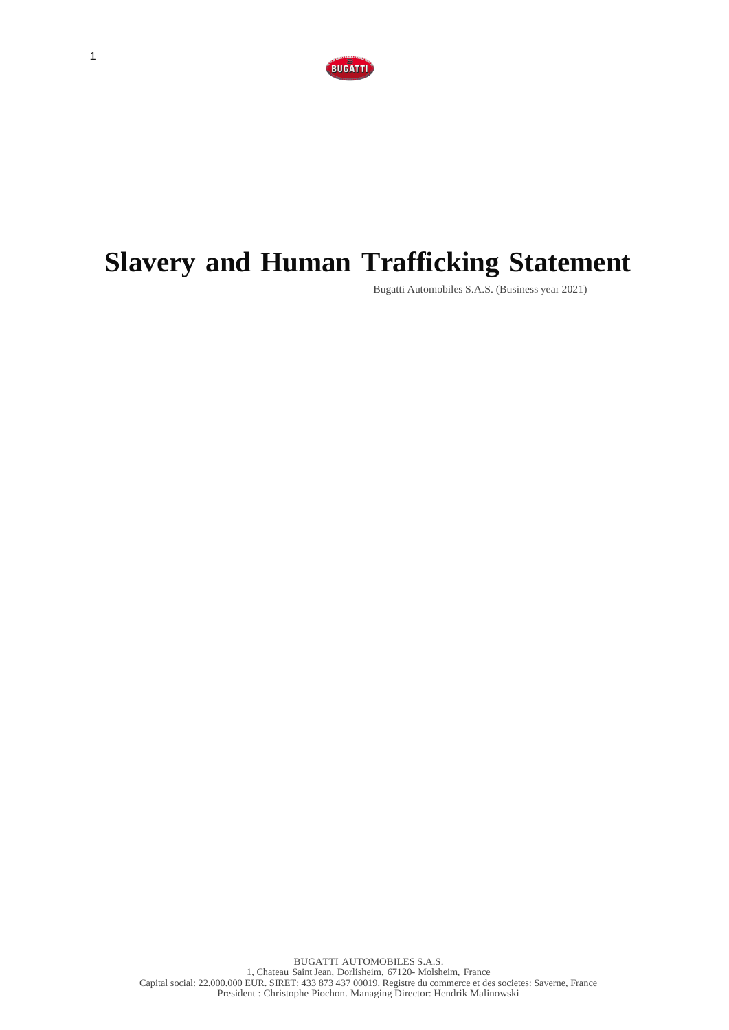# Slavery and Human Trafficking Statement

Bugatti Automobiles S.A.S. (Business year 2021)

BUGATTI AUTOMOBILES S.A.S.
1, Chateau Saint Jean, Dorlisheim, 67120- Molsheim, France
Capital social: 22.000.000 EUR. SIRET: 433 873 437 00019. Registre du commerce et des societes: Saverne, France
President : Christophe Piochon. Managing Director: Hendrik Malinowski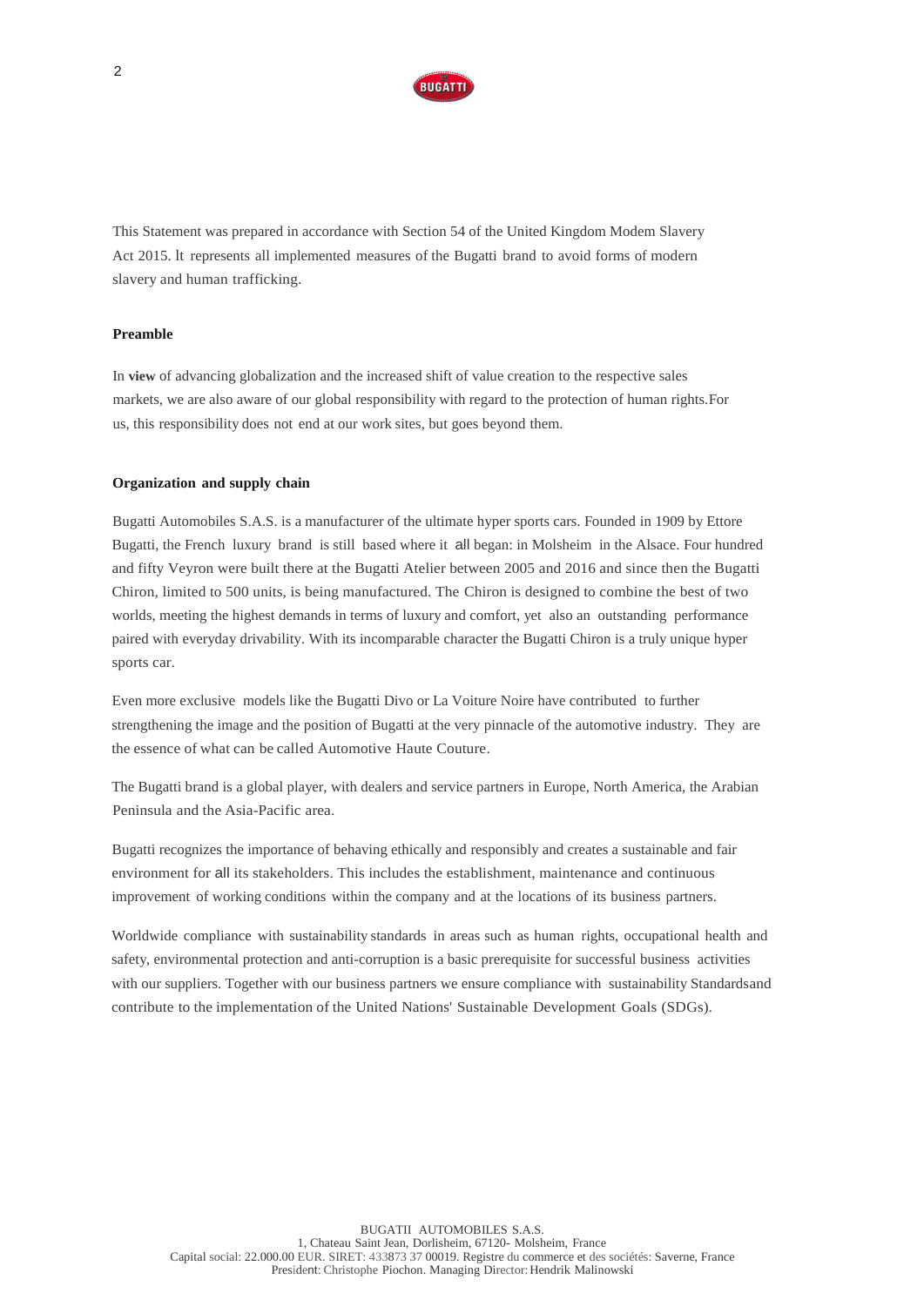This Statement was prepared in accordance with Section 54 of the United Kingdom Modem Slavery Act 2015. lt represents all implemented measures of the Bugatti brand to avoid forms of modern slavery and human trafficking.

**Preamble**

In **view** of advancing globalization and the increased shift of value creation to the respective sales markets, we are also aware of our global responsibility with regard to the protection of human rights.For us, this responsibility does not end at our work sites, but goes beyond them.

**Organization and supply chain**

Bugatti Automobiles S.A.S. is a manufacturer of the ultimate hyper sports cars. Founded in 1909 by Ettore Bugatti, the French luxury brand is still based where it all began: in Molsheim in the Alsace. Four hundred and fifty Veyron were built there at the Bugatti Atelier between 2005 and 2016 and since then the Bugatti Chiron, limited to 500 units, is being manufactured. The Chiron is designed to combine the best of two worlds, meeting the highest demands in terms of luxury and comfort, yet also an outstanding performance paired with everyday drivability. With its incomparable character the Bugatti Chiron is a truly unique hyper sports car.

Even more exclusive models like the Bugatti Divo or La Voiture Noire have contributed to further strengthening the image and the position of Bugatti at the very pinnacle of the automotive industry. They are the essence of what can be called Automotive Haute Couture.

The Bugatti brand is a global player, with dealers and service partners in Europe, North America, the Arabian Peninsula and the Asia-Pacific area.

Bugatti recognizes the importance of behaving ethically and responsibly and creates a sustainable and fair environment for all its stakeholders. This includes the establishment, maintenance and continuous improvement of working conditions within the company and at the locations of its business partners.

Worldwide compliance with sustainability standards in areas such as human rights, occupational health and safety, environmental protection and anti-corruption is a basic prerequisite for successful business activities with our suppliers. Together with our business partners we ensure compliance with sustainability Standardsand contribute to the implementation of the United Nations' Sustainable Development Goals (SDGs).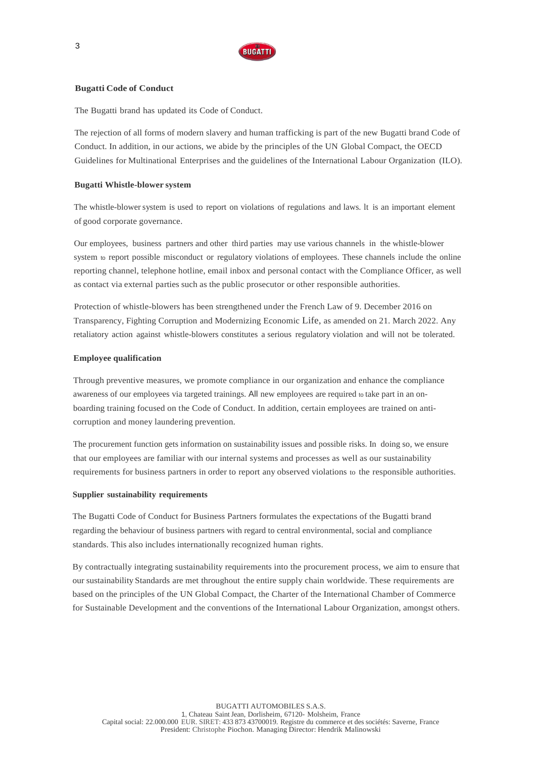**Bugatti Code of Conduct**

The Bugatti brand has updated its Code of Conduct.

The rejection of all forms of modern slavery and human trafficking is part of the new Bugatti brand Code of Conduct. In addition, in our actions, we abide by the principles of the UN Global Compact, the OECD Guidelines for Multinational Enterprises and the guidelines of the International Labour Organization (ILO).

**Bugatti Whistle-blower system**

The whistle-blower system is used to report on violations of regulations and laws. lt is an important element of good corporate governance.

Our employees, business partners and other third parties may use various channels in the whistle-blower system to report possible misconduct or regulatory violations of employees. These channels include the online reporting channel, telephone hotline, email inbox and personal contact with the Compliance Officer, as well as contact via external parties such as the public prosecutor or other responsible authorities.

Protection of whistle-blowers has been strengthened under the French Law of 9. December 2016 on Transparency, Fighting Corruption and Modernizing Economic Life, as amended on 21. March 2022. Any retaliatory action against whistle-blowers constitutes a serious regulatory violation and will not be tolerated.

**Employee qualification**

Through preventive measures, we promote compliance in our organization and enhance the compliance awareness of our employees via targeted trainings. All new employees are required to take part in an on-boarding training focused on the Code of Conduct. In addition, certain employees are trained on anti-corruption and money laundering prevention.

The procurement function gets information on sustainability issues and possible risks. In doing so, we ensure that our employees are familiar with our internal systems and processes as well as our sustainability requirements for business partners in order to report any observed violations to the responsible authorities.

**Supplier sustainability requirements**

The Bugatti Code of Conduct for Business Partners formulates the expectations of the Bugatti brand regarding the behaviour of business partners with regard to central environmental, social and compliance standards. This also includes internationally recognized human rights.

By contractually integrating sustainability requirements into the procurement process, we aim to ensure that our sustainability Standards are met throughout the entire supply chain worldwide. These requirements are based on the principles of the UN Global Compact, the Charter of the International Chamber of Commerce for Sustainable Development and the conventions of the International Labour Organization, amongst others.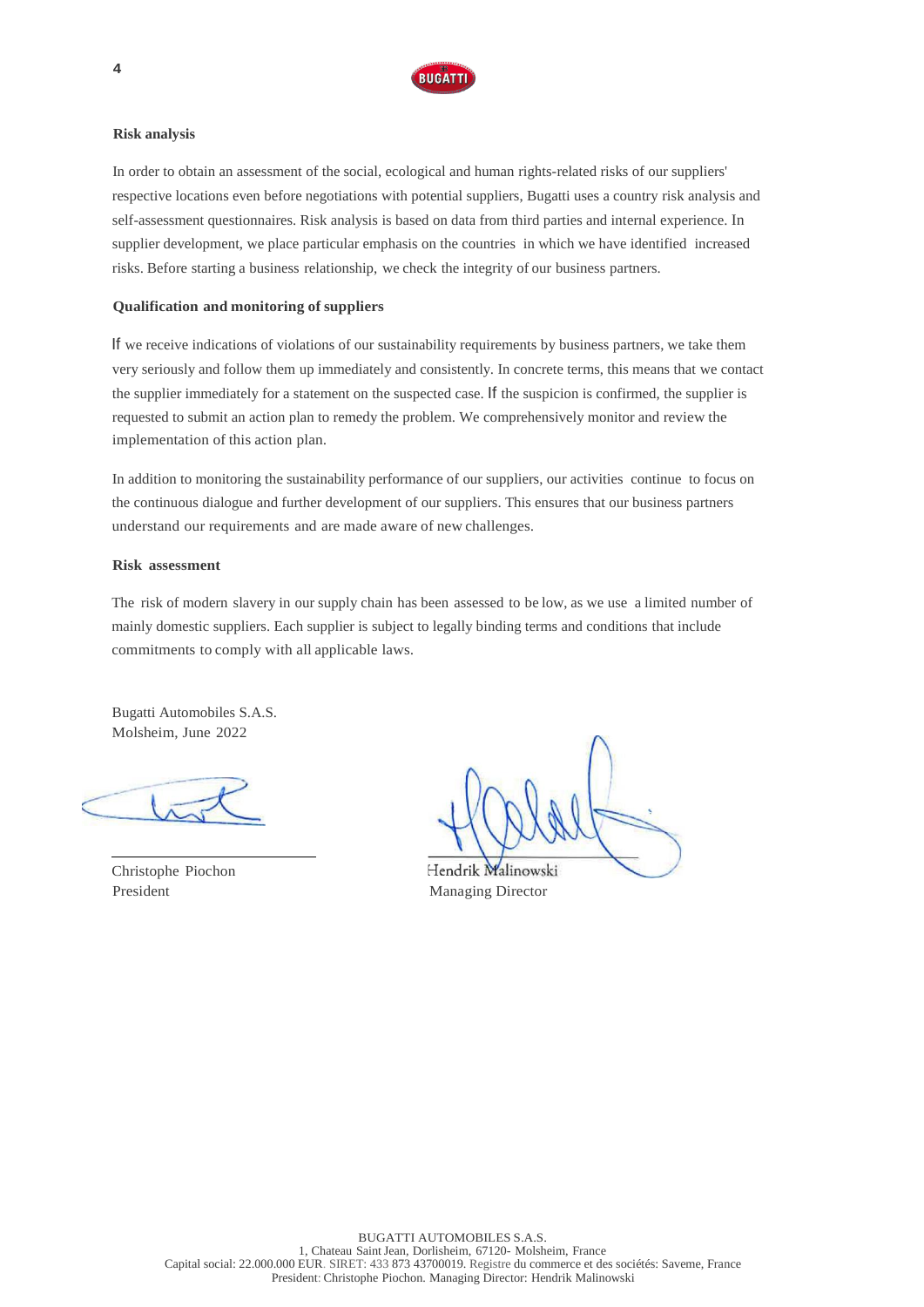**Risk analysis**

In order to obtain an assessment of the social, ecological and human rights-related risks of our suppliers' respective locations even before negotiations with potential suppliers, Bugatti uses a country risk analysis and self-assessment questionnaires. Risk analysis is based on data from third parties and internal experience. In supplier development, we place particular emphasis on the countries in which we have identified increased risks. Before starting a business relationship, we check the integrity of our business partners.

**Qualification and monitoring of suppliers**

If we receive indications of violations of our sustainability requirements by business partners, we take them very seriously and follow them up immediately and consistently. In concrete terms, this means that we contact the supplier immediately for a statement on the suspected case. If the suspicion is confirmed, the supplier is requested to submit an action plan to remedy the problem. We comprehensively monitor and review the implementation of this action plan.

In addition to monitoring the sustainability performance of our suppliers, our activities continue to focus on the continuous dialogue and further development of our suppliers. This ensures that our business partners understand our requirements and are made aware of new challenges.

**Risk assessment**

The risk of modern slavery in our supply chain has been assessed to be low, as we use a limited number of mainly domestic suppliers. Each supplier is subject to legally binding terms and conditions that include commitments to comply with all applicable laws.

Bugatti Automobiles S.A.S.
Molsheim, June 2022

Christophe Piochon
President

Hendrik Malinowski
Managing Director

BUGATTI AUTOMOBILES S.A.S.
1, Chateau Saint Jean, Dorlisheim, 67120- Molsheim, France
Capital social: 22.000.000 EUR. SIRET: 433 873 43700019. Registre du commerce et des sociétés: Saveme, France
President: Christophe Piochon. Managing Director: Hendrik Malinowski